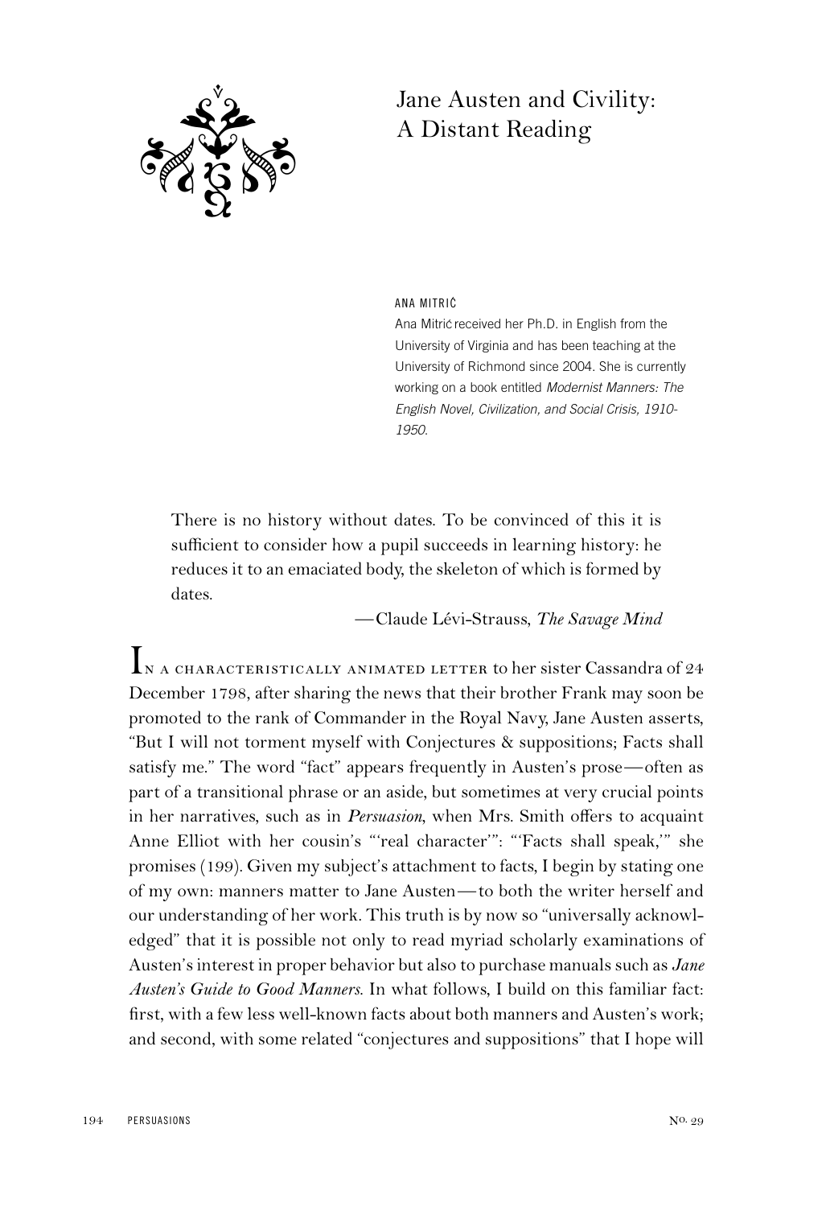# Jane Austen and Civility: A Distant Reading

ANA MITRIĆ

Ana Mitrić received her Ph.D. in English from the University of Virginia and has been teaching at the University of Richmond since 2004. She is currently working on a book entitled *Modernist Manners: The English Novel, Civilization, and Social Crisis, 1910-1950.*

> There is no history without dates. To be convinced of this it is sufficient to consider how a pupil succeeds in learning history: he reduces it to an emaciated body, the skeleton of which is formed by dates.
>
> —Claude Lévi-Strauss, *The Savage Mind*

In a characteristically animated letter to her sister Cassandra of 24 December 1798, after sharing the news that their brother Frank may soon be promoted to the rank of Commander in the Royal Navy, Jane Austen asserts, "But I will not torment myself with Conjectures & suppositions; Facts shall satisfy me." The word "fact" appears frequently in Austen's prose—often as part of a transitional phrase or an aside, but sometimes at very crucial points in her narratives, such as in *Persuasion*, when Mrs. Smith offers to acquaint Anne Elliot with her cousin's "'real character'": "'Facts shall speak,'" she promises (199). Given my subject's attachment to facts, I begin by stating one of my own: manners matter to Jane Austen—to both the writer herself and our understanding of her work. This truth is by now so "universally acknowledged" that it is possible not only to read myriad scholarly examinations of Austen's interest in proper behavior but also to purchase manuals such as *Jane Austen's Guide to Good Manners.* In what follows, I build on this familiar fact: first, with a few less well-known facts about both manners and Austen's work; and second, with some related "conjectures and suppositions" that I hope will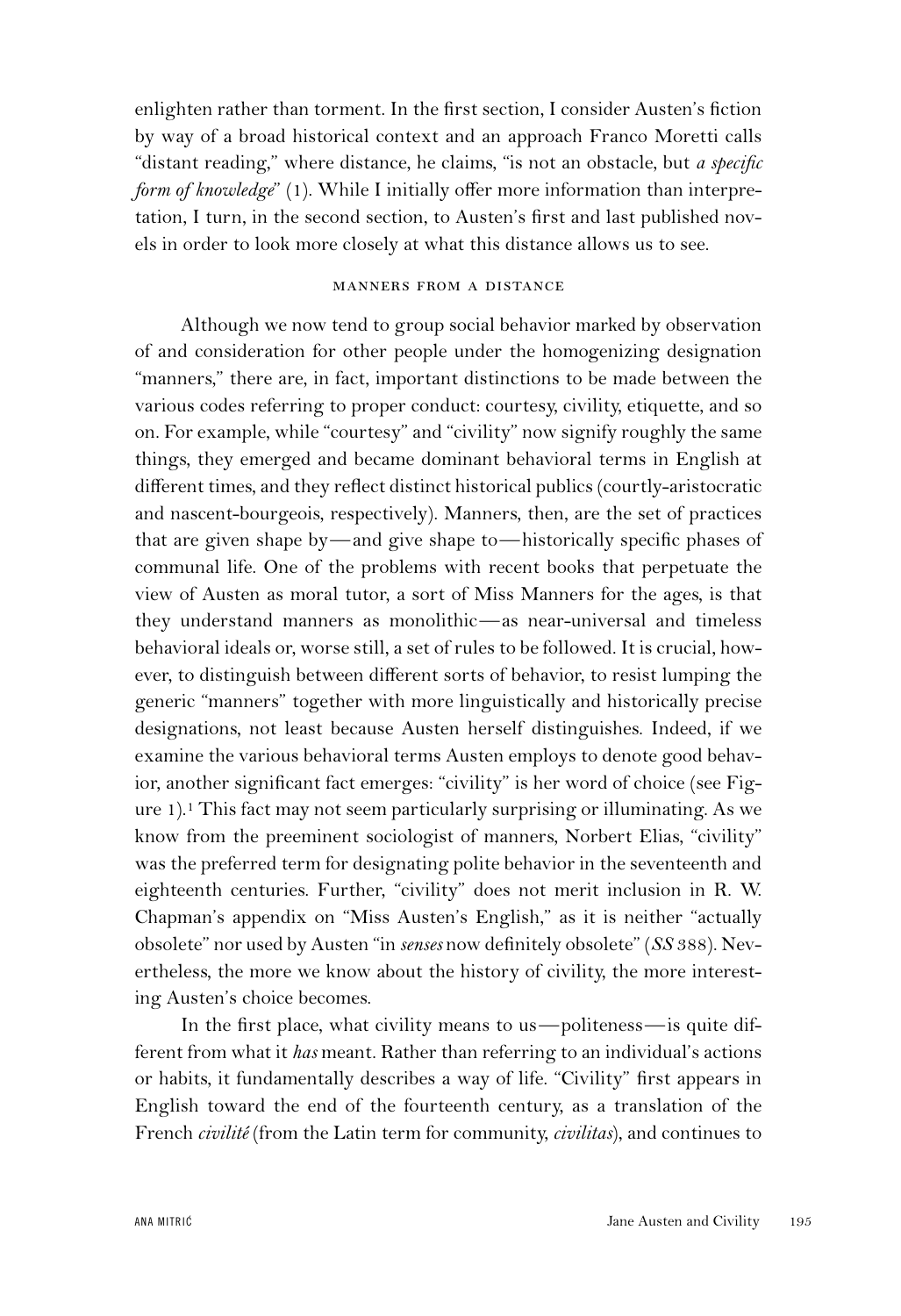enlighten rather than torment. In the first section, I consider Austen's fiction by way of a broad historical context and an approach Franco Moretti calls "distant reading," where distance, he claims, "is not an obstacle, but *a specific form of knowledge*" (1). While I initially offer more information than interpretation, I turn, in the second section, to Austen's first and last published novels in order to look more closely at what this distance allows us to see.

## MANNERS FROM A DISTANCE

Although we now tend to group social behavior marked by observation of and consideration for other people under the homogenizing designation "manners," there are, in fact, important distinctions to be made between the various codes referring to proper conduct: courtesy, civility, etiquette, and so on. For example, while "courtesy" and "civility" now signify roughly the same things, they emerged and became dominant behavioral terms in English at different times, and they reflect distinct historical publics (courtly-aristocratic and nascent-bourgeois, respectively). Manners, then, are the set of practices that are given shape by—and give shape to—historically specific phases of communal life. One of the problems with recent books that perpetuate the view of Austen as moral tutor, a sort of Miss Manners for the ages, is that they understand manners as monolithic—as near-universal and timeless behavioral ideals or, worse still, a set of rules to be followed. It is crucial, however, to distinguish between different sorts of behavior, to resist lumping the generic "manners" together with more linguistically and historically precise designations, not least because Austen herself distinguishes. Indeed, if we examine the various behavioral terms Austen employs to denote good behavior, another significant fact emerges: "civility" is her word of choice (see Figure 1).[1] This fact may not seem particularly surprising or illuminating. As we know from the preeminent sociologist of manners, Norbert Elias, "civility" was the preferred term for designating polite behavior in the seventeenth and eighteenth centuries. Further, "civility" does not merit inclusion in R. W. Chapman's appendix on "Miss Austen's English," as it is neither "actually obsolete" nor used by Austen "in *senses* now definitely obsolete" (*SS* 388). Nevertheless, the more we know about the history of civility, the more interesting Austen's choice becomes.

In the first place, what civility means to us—politeness—is quite different from what it *has* meant. Rather than referring to an individual's actions or habits, it fundamentally describes a way of life. "Civility" first appears in English toward the end of the fourteenth century, as a translation of the French *civilité* (from the Latin term for community, *civilitas*), and continues to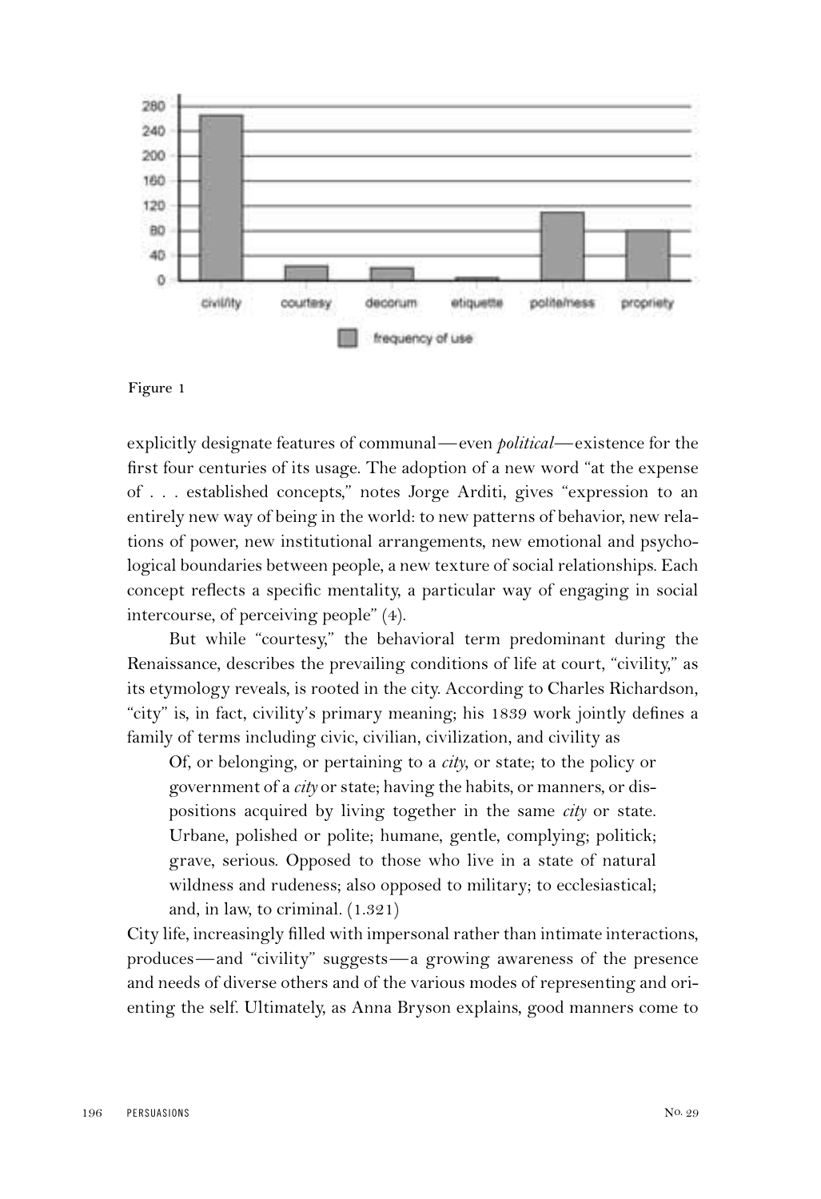Figure 1

explicitly designate features of communal—even *political*—existence for the first four centuries of its usage. The adoption of a new word "at the expense of . . . established concepts," notes Jorge Arditi, gives "expression to an entirely new way of being in the world: to new patterns of behavior, new relations of power, new institutional arrangements, new emotional and psychological boundaries between people, a new texture of social relationships. Each concept reflects a specific mentality, a particular way of engaging in social intercourse, of perceiving people" (4).

But while "courtesy," the behavioral term predominant during the Renaissance, describes the prevailing conditions of life at court, "civility," as its etymology reveals, is rooted in the city. According to Charles Richardson, "city" is, in fact, civility's primary meaning; his 1839 work jointly defines a family of terms including civic, civilian, civilization, and civility as

> Of, or belonging, or pertaining to a *city*, or state; to the policy or government of a *city* or state; having the habits, or manners, or dispositions acquired by living together in the same *city* or state. Urbane, polished or polite; humane, gentle, complying; politick; grave, serious. Opposed to those who live in a state of natural wildness and rudeness; also opposed to military; to ecclesiastical; and, in law, to criminal. (1.321)

City life, increasingly filled with impersonal rather than intimate interactions, produces—and "civility" suggests—a growing awareness of the presence and needs of diverse others and of the various modes of representing and orienting the self. Ultimately, as Anna Bryson explains, good manners come to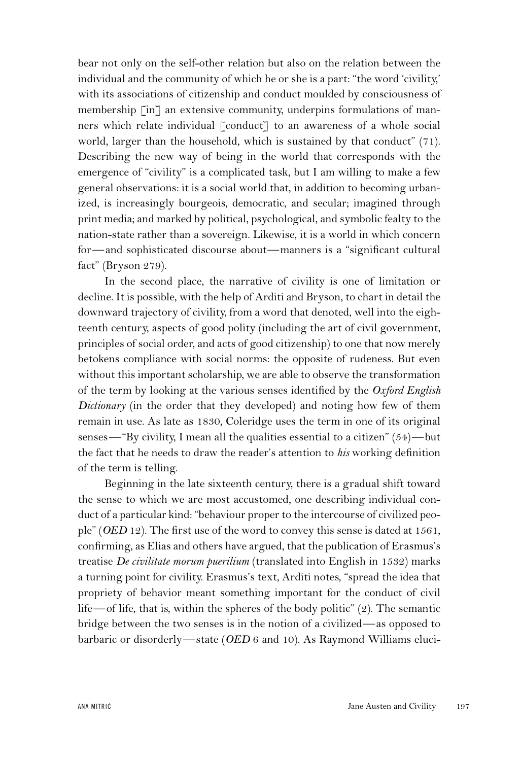bear not only on the self-other relation but also on the relation between the individual and the community of which he or she is a part: "the word 'civility,' with its associations of citizenship and conduct moulded by consciousness of membership [in] an extensive community, underpins formulations of manners which relate individual [conduct] to an awareness of a whole social world, larger than the household, which is sustained by that conduct" (71). Describing the new way of being in the world that corresponds with the emergence of "civility" is a complicated task, but I am willing to make a few general observations: it is a social world that, in addition to becoming urbanized, is increasingly bourgeois, democratic, and secular; imagined through print media; and marked by political, psychological, and symbolic fealty to the nation-state rather than a sovereign. Likewise, it is a world in which concern for—and sophisticated discourse about—manners is a "significant cultural fact" (Bryson 279).

In the second place, the narrative of civility is one of limitation or decline. It is possible, with the help of Arditi and Bryson, to chart in detail the downward trajectory of civility, from a word that denoted, well into the eighteenth century, aspects of good polity (including the art of civil government, principles of social order, and acts of good citizenship) to one that now merely betokens compliance with social norms: the opposite of rudeness. But even without this important scholarship, we are able to observe the transformation of the term by looking at the various senses identified by the *Oxford English Dictionary* (in the order that they developed) and noting how few of them remain in use. As late as 1830, Coleridge uses the term in one of its original senses—"By civility, I mean all the qualities essential to a citizen" (54)—but the fact that he needs to draw the reader's attention to *his* working definition of the term is telling.

Beginning in the late sixteenth century, there is a gradual shift toward the sense to which we are most accustomed, one describing individual conduct of a particular kind: "behaviour proper to the intercourse of civilized people" (*OED* 12). The first use of the word to convey this sense is dated at 1561, confirming, as Elias and others have argued, that the publication of Erasmus's treatise *De civilitate morum puerilium* (translated into English in 1532) marks a turning point for civility. Erasmus's text, Arditi notes, "spread the idea that propriety of behavior meant something important for the conduct of civil life—of life, that is, within the spheres of the body politic" (2). The semantic bridge between the two senses is in the notion of a civilized—as opposed to barbaric or disorderly—state (*OED* 6 and 10). As Raymond Williams eluci-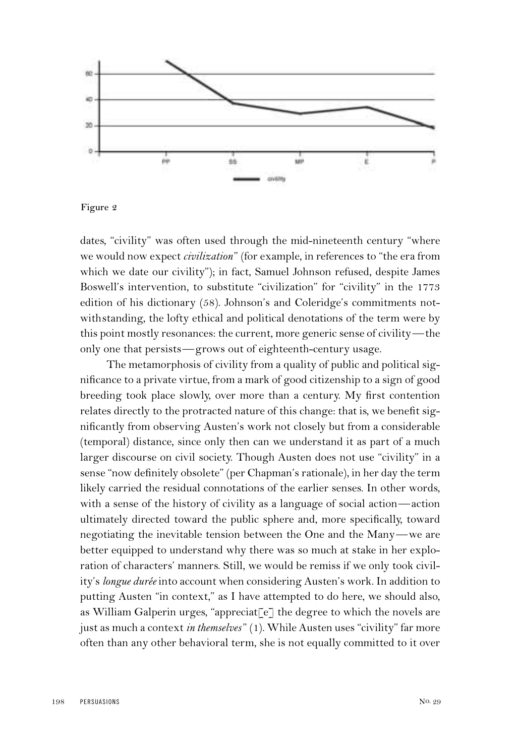Figure 2

dates, "civility" was often used through the mid-nineteenth century "where we would now expect *civilization*" (for example, in references to "the era from which we date our civility"); in fact, Samuel Johnson refused, despite James Boswell's intervention, to substitute "civilization" for "civility" in the 1773 edition of his dictionary (58). Johnson's and Coleridge's commitments notwithstanding, the lofty ethical and political denotations of the term were by this point mostly resonances: the current, more generic sense of civility—the only one that persists—grows out of eighteenth-century usage.

The metamorphosis of civility from a quality of public and political significance to a private virtue, from a mark of good citizenship to a sign of good breeding took place slowly, over more than a century. My first contention relates directly to the protracted nature of this change: that is, we benefit significantly from observing Austen's work not closely but from a considerable (temporal) distance, since only then can we understand it as part of a much larger discourse on civil society. Though Austen does not use "civility" in a sense "now definitely obsolete" (per Chapman's rationale), in her day the term likely carried the residual connotations of the earlier senses. In other words, with a sense of the history of civility as a language of social action—action ultimately directed toward the public sphere and, more specifically, toward negotiating the inevitable tension between the One and the Many—we are better equipped to understand why there was so much at stake in her exploration of characters' manners. Still, we would be remiss if we only took civility's *longue durée* into account when considering Austen's work. In addition to putting Austen "in context," as I have attempted to do here, we should also, as William Galperin urges, "appreciat[e] the degree to which the novels are just as much a context *in themselves*" (1). While Austen uses "civility" far more often than any other behavioral term, she is not equally committed to it over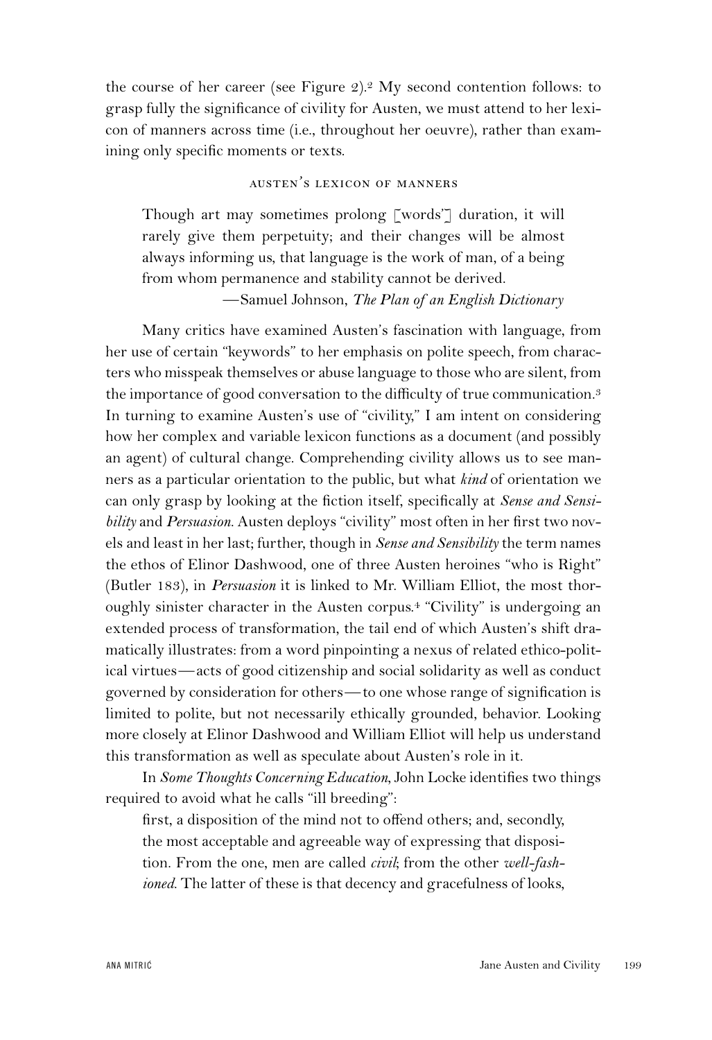the course of her career (see Figure 2).[2] My second contention follows: to grasp fully the significance of civility for Austen, we must attend to her lexicon of manners across time (i.e., throughout her oeuvre), rather than examining only specific moments or texts.

## Austen's Lexicon of Manners

> Though art may sometimes prolong [words'] duration, it will rarely give them perpetuity; and their changes will be almost always informing us, that language is the work of man, of a being from whom permanence and stability cannot be derived.
>
> —Samuel Johnson, *The Plan of an English Dictionary*

Many critics have examined Austen's fascination with language, from her use of certain "keywords" to her emphasis on polite speech, from characters who misspeak themselves or abuse language to those who are silent, from the importance of good conversation to the difficulty of true communication.[3] In turning to examine Austen's use of "civility," I am intent on considering how her complex and variable lexicon functions as a document (and possibly an agent) of cultural change. Comprehending civility allows us to see manners as a particular orientation to the public, but what *kind* of orientation we can only grasp by looking at the fiction itself, specifically at *Sense and Sensibility* and *Persuasion*. Austen deploys "civility" most often in her first two novels and least in her last; further, though in *Sense and Sensibility* the term names the ethos of Elinor Dashwood, one of three Austen heroines "who is Right" (Butler 183), in *Persuasion* it is linked to Mr. William Elliot, the most thoroughly sinister character in the Austen corpus.[4] "Civility" is undergoing an extended process of transformation, the tail end of which Austen's shift dramatically illustrates: from a word pinpointing a nexus of related ethico-political virtues—acts of good citizenship and social solidarity as well as conduct governed by consideration for others—to one whose range of signification is limited to polite, but not necessarily ethically grounded, behavior. Looking more closely at Elinor Dashwood and William Elliot will help us understand this transformation as well as speculate about Austen's role in it.

In *Some Thoughts Concerning Education*, John Locke identifies two things required to avoid what he calls "ill breeding":

> first, a disposition of the mind not to offend others; and, secondly, the most acceptable and agreeable way of expressing that disposition. From the one, men are called *civil*; from the other *well-fashioned*. The latter of these is that decency and gracefulness of looks,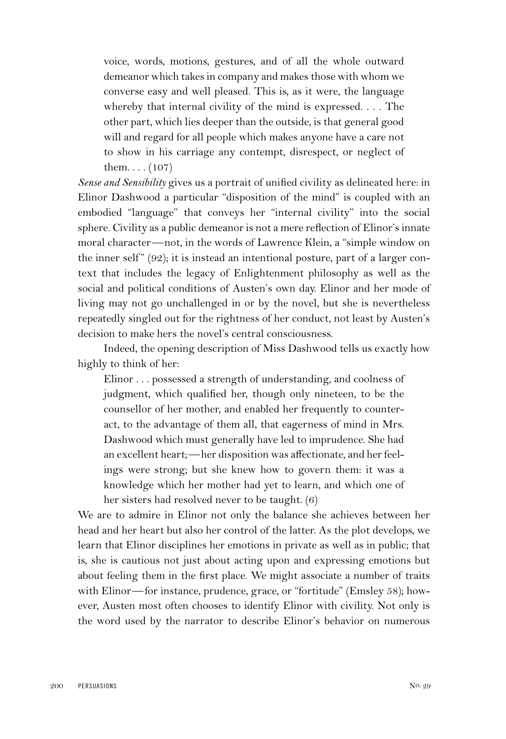> voice, words, motions, gestures, and of all the whole outward demeanor which takes in company and makes those with whom we converse easy and well pleased. This is, as it were, the language whereby that internal civility of the mind is expressed. . . . The other part, which lies deeper than the outside, is that general good will and regard for all people which makes anyone have a care not to show in his carriage any contempt, disrespect, or neglect of them. . . . (107)

*Sense and Sensibility* gives us a portrait of unified civility as delineated here: in Elinor Dashwood a particular "disposition of the mind" is coupled with an embodied "language" that conveys her "internal civility" into the social sphere. Civility as a public demeanor is not a mere reflection of Elinor's innate moral character—not, in the words of Lawrence Klein, a "simple window on the inner self" (92); it is instead an intentional posture, part of a larger context that includes the legacy of Enlightenment philosophy as well as the social and political conditions of Austen's own day. Elinor and her mode of living may not go unchallenged in or by the novel, but she is nevertheless repeatedly singled out for the rightness of her conduct, not least by Austen's decision to make hers the novel's central consciousness.

Indeed, the opening description of Miss Dashwood tells us exactly how highly to think of her:

> Elinor . . . possessed a strength of understanding, and coolness of judgment, which qualified her, though only nineteen, to be the counsellor of her mother, and enabled her frequently to counteract, to the advantage of them all, that eagerness of mind in Mrs. Dashwood which must generally have led to imprudence. She had an excellent heart;—her disposition was affectionate, and her feelings were strong; but she knew how to govern them: it was a knowledge which her mother had yet to learn, and which one of her sisters had resolved never to be taught. (6)

We are to admire in Elinor not only the balance she achieves between her head and her heart but also her control of the latter. As the plot develops, we learn that Elinor disciplines her emotions in private as well as in public; that is, she is cautious not just about acting upon and expressing emotions but about feeling them in the first place. We might associate a number of traits with Elinor—for instance, prudence, grace, or "fortitude" (Emsley 58); however, Austen most often chooses to identify Elinor with civility. Not only is the word used by the narrator to describe Elinor's behavior on numerous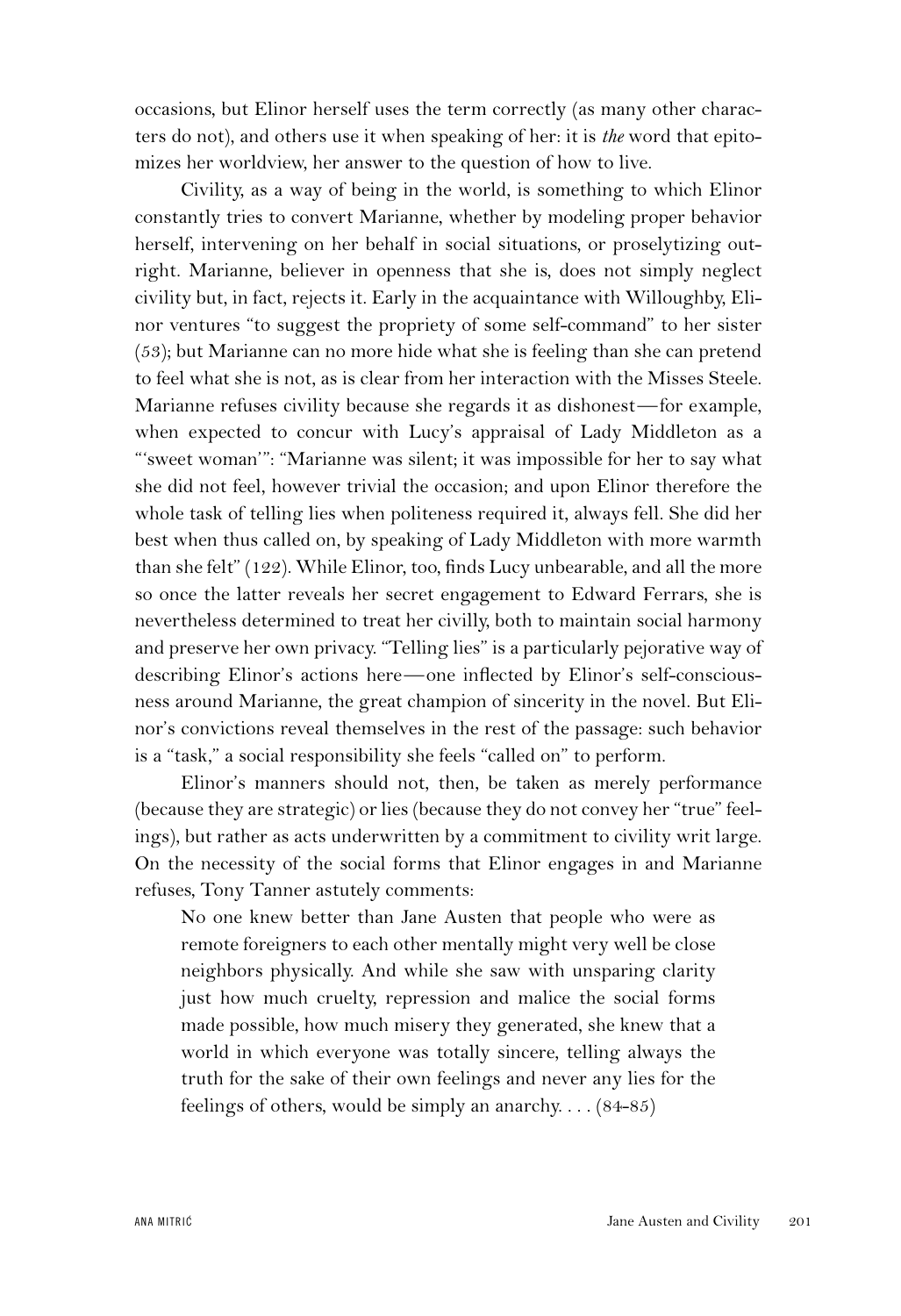occasions, but Elinor herself uses the term correctly (as many other characters do not), and others use it when speaking of her: it is *the* word that epitomizes her worldview, her answer to the question of how to live.

Civility, as a way of being in the world, is something to which Elinor constantly tries to convert Marianne, whether by modeling proper behavior herself, intervening on her behalf in social situations, or proselytizing outright. Marianne, believer in openness that she is, does not simply neglect civility but, in fact, rejects it. Early in the acquaintance with Willoughby, Elinor ventures "to suggest the propriety of some self-command" to her sister (53); but Marianne can no more hide what she is feeling than she can pretend to feel what she is not, as is clear from her interaction with the Misses Steele. Marianne refuses civility because she regards it as dishonest—for example, when expected to concur with Lucy's appraisal of Lady Middleton as a "'sweet woman'": "Marianne was silent; it was impossible for her to say what she did not feel, however trivial the occasion; and upon Elinor therefore the whole task of telling lies when politeness required it, always fell. She did her best when thus called on, by speaking of Lady Middleton with more warmth than she felt" (122). While Elinor, too, finds Lucy unbearable, and all the more so once the latter reveals her secret engagement to Edward Ferrars, she is nevertheless determined to treat her civilly, both to maintain social harmony and preserve her own privacy. "Telling lies" is a particularly pejorative way of describing Elinor's actions here—one inflected by Elinor's self-consciousness around Marianne, the great champion of sincerity in the novel. But Elinor's convictions reveal themselves in the rest of the passage: such behavior is a "task," a social responsibility she feels "called on" to perform.

Elinor's manners should not, then, be taken as merely performance (because they are strategic) or lies (because they do not convey her "true" feelings), but rather as acts underwritten by a commitment to civility writ large. On the necessity of the social forms that Elinor engages in and Marianne refuses, Tony Tanner astutely comments:

> No one knew better than Jane Austen that people who were as remote foreigners to each other mentally might very well be close neighbors physically. And while she saw with unsparing clarity just how much cruelty, repression and malice the social forms made possible, how much misery they generated, she knew that a world in which everyone was totally sincere, telling always the truth for the sake of their own feelings and never any lies for the feelings of others, would be simply an anarchy. . . . (84–85)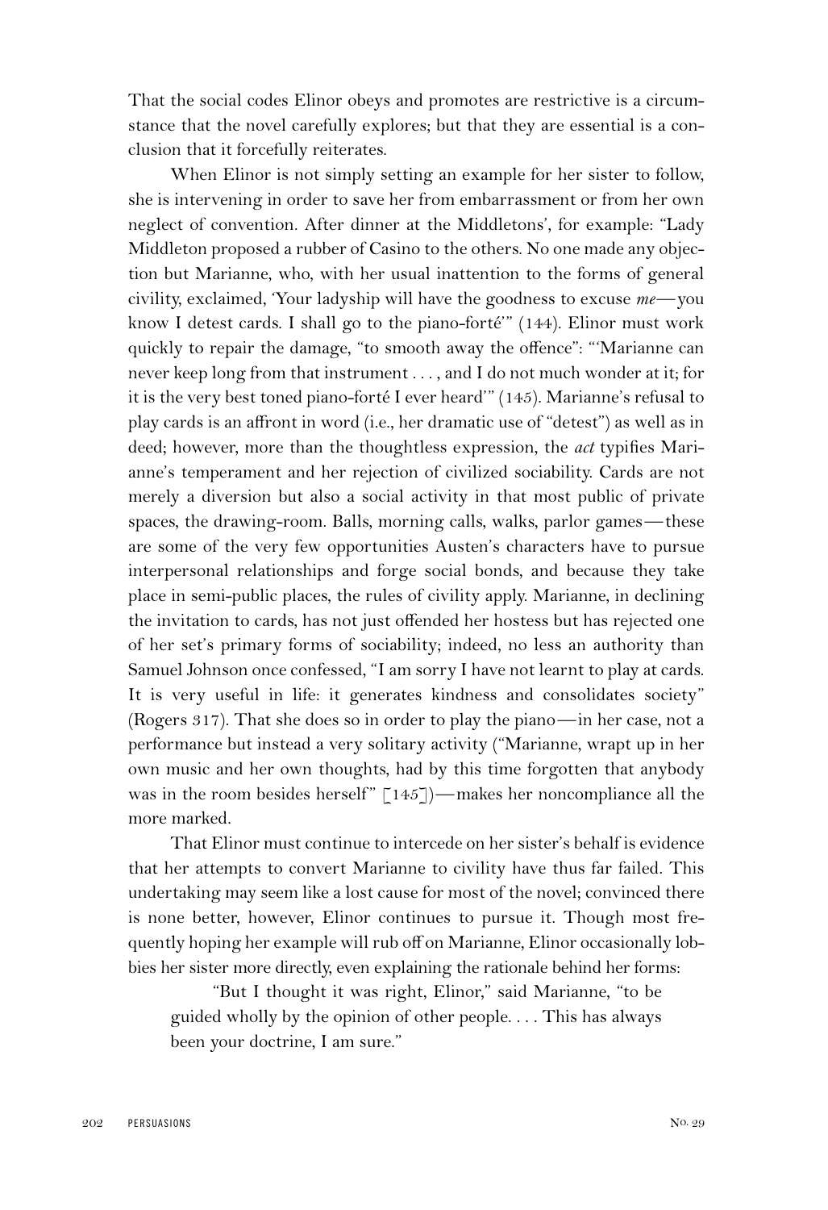That the social codes Elinor obeys and promotes are restrictive is a circumstance that the novel carefully explores; but that they are essential is a conclusion that it forcefully reiterates.

When Elinor is not simply setting an example for her sister to follow, she is intervening in order to save her from embarrassment or from her own neglect of convention. After dinner at the Middletons', for example: "Lady Middleton proposed a rubber of Casino to the others. No one made any objection but Marianne, who, with her usual inattention to the forms of general civility, exclaimed, 'Your ladyship will have the goodness to excuse *me*—you know I detest cards. I shall go to the piano-forté'" (144). Elinor must work quickly to repair the damage, "to smooth away the offence": "'Marianne can never keep long from that instrument . . . , and I do not much wonder at it; for it is the very best toned piano-forté I ever heard'" (145). Marianne's refusal to play cards is an affront in word (i.e., her dramatic use of "detest") as well as in deed; however, more than the thoughtless expression, the *act* typifies Marianne's temperament and her rejection of civilized sociability. Cards are not merely a diversion but also a social activity in that most public of private spaces, the drawing-room. Balls, morning calls, walks, parlor games—these are some of the very few opportunities Austen's characters have to pursue interpersonal relationships and forge social bonds, and because they take place in semi-public places, the rules of civility apply. Marianne, in declining the invitation to cards, has not just offended her hostess but has rejected one of her set's primary forms of sociability; indeed, no less an authority than Samuel Johnson once confessed, "I am sorry I have not learnt to play at cards. It is very useful in life: it generates kindness and consolidates society" (Rogers 317). That she does so in order to play the piano—in her case, not a performance but instead a very solitary activity ("Marianne, wrapt up in her own music and her own thoughts, had by this time forgotten that anybody was in the room besides herself" [145])—makes her noncompliance all the more marked.

That Elinor must continue to intercede on her sister's behalf is evidence that her attempts to convert Marianne to civility have thus far failed. This undertaking may seem like a lost cause for most of the novel; convinced there is none better, however, Elinor continues to pursue it. Though most frequently hoping her example will rub off on Marianne, Elinor occasionally lobbies her sister more directly, even explaining the rationale behind her forms:

> "But I thought it was right, Elinor," said Marianne, "to be guided wholly by the opinion of other people. . . . This has always been your doctrine, I am sure."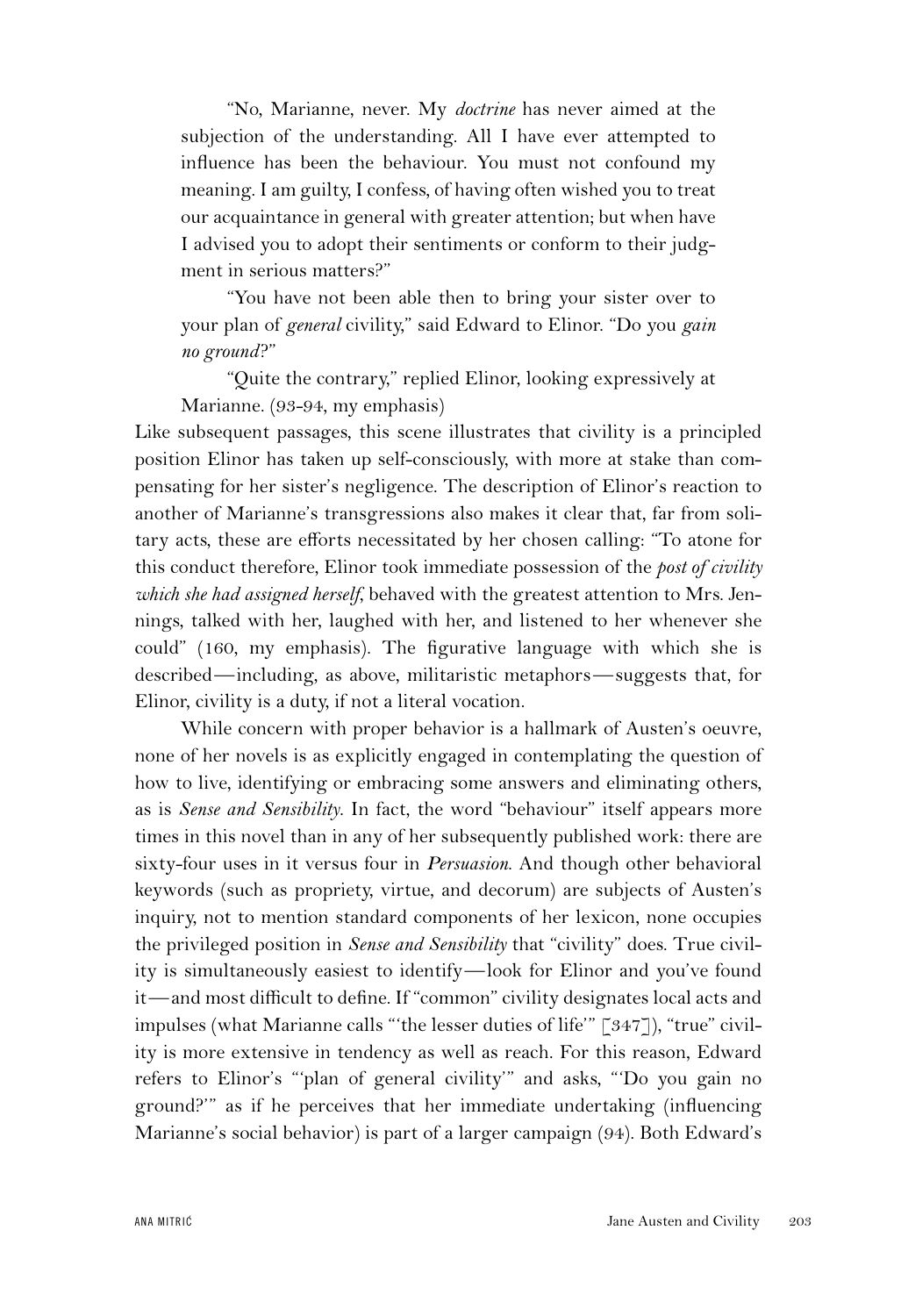"No, Marianne, never. My *doctrine* has never aimed at the subjection of the understanding. All I have ever attempted to influence has been the behaviour. You must not confound my meaning. I am guilty, I confess, of having often wished you to treat our acquaintance in general with greater attention; but when have I advised you to adopt their sentiments or conform to their judgment in serious matters?"

"You have not been able then to bring your sister over to your plan of *general* civility," said Edward to Elinor. "Do you *gain no ground*?"

"Quite the contrary," replied Elinor, looking expressively at Marianne. (93-94, my emphasis)

Like subsequent passages, this scene illustrates that civility is a principled position Elinor has taken up self-consciously, with more at stake than compensating for her sister's negligence. The description of Elinor's reaction to another of Marianne's transgressions also makes it clear that, far from solitary acts, these are efforts necessitated by her chosen calling: "To atone for this conduct therefore, Elinor took immediate possession of the *post of civility which she had assigned herself*, behaved with the greatest attention to Mrs. Jennings, talked with her, laughed with her, and listened to her whenever she could" (160, my emphasis). The figurative language with which she is described—including, as above, militaristic metaphors—suggests that, for Elinor, civility is a duty, if not a literal vocation.

While concern with proper behavior is a hallmark of Austen's oeuvre, none of her novels is as explicitly engaged in contemplating the question of how to live, identifying or embracing some answers and eliminating others, as is *Sense and Sensibility*. In fact, the word "behaviour" itself appears more times in this novel than in any of her subsequently published work: there are sixty-four uses in it versus four in *Persuasion*. And though other behavioral keywords (such as propriety, virtue, and decorum) are subjects of Austen's inquiry, not to mention standard components of her lexicon, none occupies the privileged position in *Sense and Sensibility* that "civility" does. True civility is simultaneously easiest to identify—look for Elinor and you've found it—and most difficult to define. If "common" civility designates local acts and impulses (what Marianne calls "'the lesser duties of life'" [347]), "true" civility is more extensive in tendency as well as reach. For this reason, Edward refers to Elinor's "'plan of general civility'" and asks, "'Do you gain no ground?'" as if he perceives that her immediate undertaking (influencing Marianne's social behavior) is part of a larger campaign (94). Both Edward's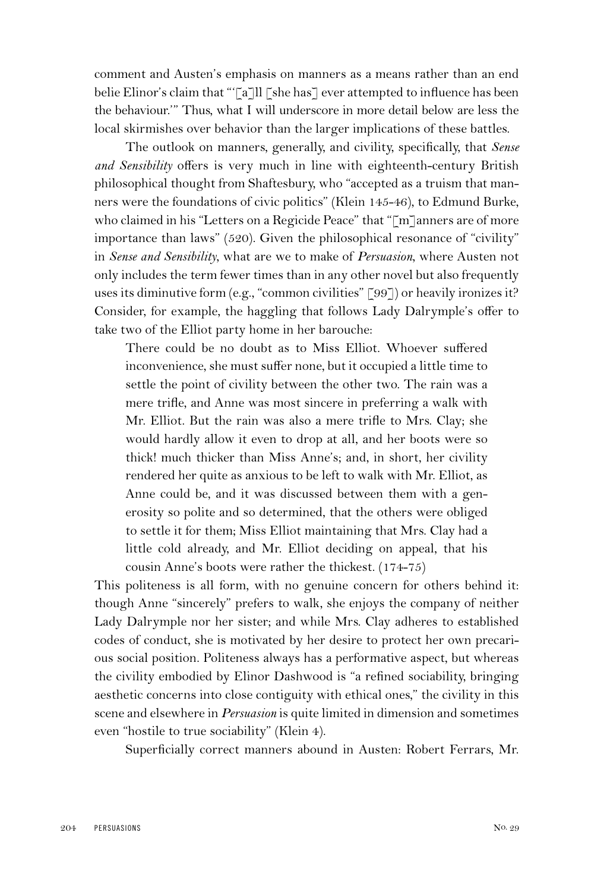comment and Austen's emphasis on manners as a means rather than an end belie Elinor's claim that "'[a]ll [she has] ever attempted to influence has been the behaviour.'" Thus, what I will underscore in more detail below are less the local skirmishes over behavior than the larger implications of these battles.

The outlook on manners, generally, and civility, specifically, that *Sense and Sensibility* offers is very much in line with eighteenth-century British philosophical thought from Shaftesbury, who "accepted as a truism that manners were the foundations of civic politics" (Klein 145-46), to Edmund Burke, who claimed in his "Letters on a Regicide Peace" that "[m]anners are of more importance than laws" (520). Given the philosophical resonance of "civility" in *Sense and Sensibility*, what are we to make of *Persuasion*, where Austen not only includes the term fewer times than in any other novel but also frequently uses its diminutive form (e.g., "common civilities" [99]) or heavily ironizes it? Consider, for example, the haggling that follows Lady Dalrymple's offer to take two of the Elliot party home in her barouche:

> There could be no doubt as to Miss Elliot. Whoever suffered inconvenience, she must suffer none, but it occupied a little time to settle the point of civility between the other two. The rain was a mere trifle, and Anne was most sincere in preferring a walk with Mr. Elliot. But the rain was also a mere trifle to Mrs. Clay; she would hardly allow it even to drop at all, and her boots were so thick! much thicker than Miss Anne's; and, in short, her civility rendered her quite as anxious to be left to walk with Mr. Elliot, as Anne could be, and it was discussed between them with a generosity so polite and so determined, that the others were obliged to settle it for them; Miss Elliot maintaining that Mrs. Clay had a little cold already, and Mr. Elliot deciding on appeal, that his cousin Anne's boots were rather the thickest. (174-75)

This politeness is all form, with no genuine concern for others behind it: though Anne "sincerely" prefers to walk, she enjoys the company of neither Lady Dalrymple nor her sister; and while Mrs. Clay adheres to established codes of conduct, she is motivated by her desire to protect her own precarious social position. Politeness always has a performative aspect, but whereas the civility embodied by Elinor Dashwood is "a refined sociability, bringing aesthetic concerns into close contiguity with ethical ones," the civility in this scene and elsewhere in *Persuasion* is quite limited in dimension and sometimes even "hostile to true sociability" (Klein 4).

Superficially correct manners abound in Austen: Robert Ferrars, Mr.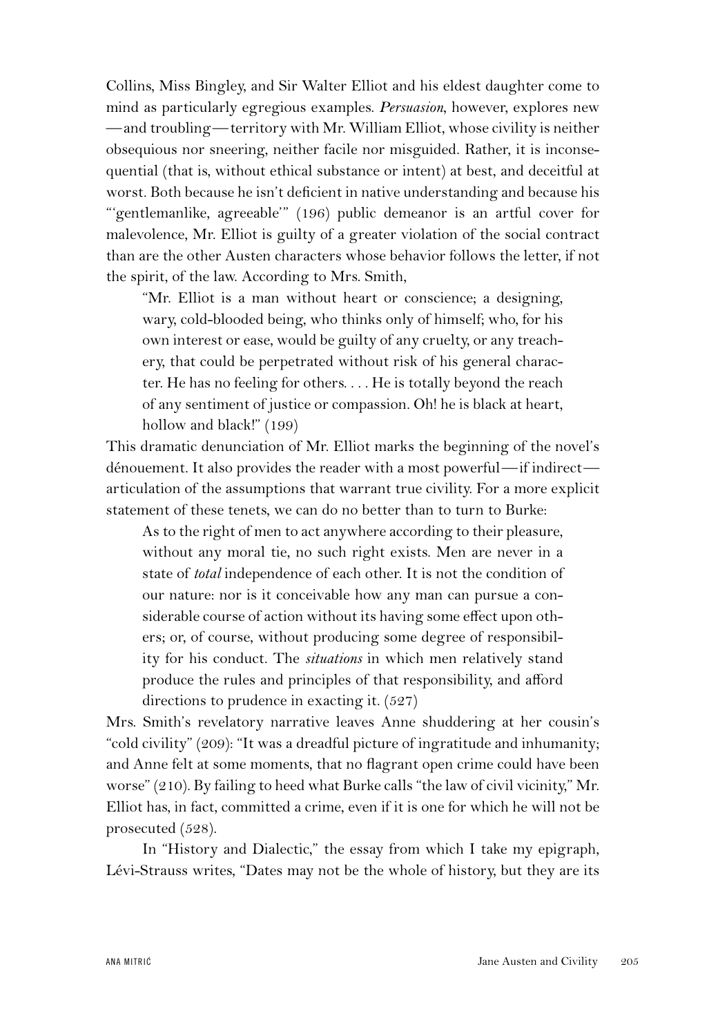Collins, Miss Bingley, and Sir Walter Elliot and his eldest daughter come to mind as particularly egregious examples. ***Persuasion***, however, explores new —and troubling—territory with Mr. William Elliot, whose civility is neither obsequious nor sneering, neither facile nor misguided. Rather, it is inconsequential (that is, without ethical substance or intent) at best, and deceitful at worst. Both because he isn't deficient in native understanding and because his "'gentlemanlike, agreeable'" (196) public demeanor is an artful cover for malevolence, Mr. Elliot is guilty of a greater violation of the social contract than are the other Austen characters whose behavior follows the letter, if not the spirit, of the law. According to Mrs. Smith,

> "Mr. Elliot is a man without heart or conscience; a designing, wary, cold-blooded being, who thinks only of himself; who, for his own interest or ease, would be guilty of any cruelty, or any treachery, that could be perpetrated without risk of his general character. He has no feeling for others. . . . He is totally beyond the reach of any sentiment of justice or compassion. Oh! he is black at heart, hollow and black!" (199)

This dramatic denunciation of Mr. Elliot marks the beginning of the novel's dénouement. It also provides the reader with a most powerful—if indirect—articulation of the assumptions that warrant true civility. For a more explicit statement of these tenets, we can do no better than to turn to Burke:

> As to the right of men to act anywhere according to their pleasure, without any moral tie, no such right exists. Men are never in a state of *total* independence of each other. It is not the condition of our nature: nor is it conceivable how any man can pursue a considerable course of action without its having some effect upon others; or, of course, without producing some degree of responsibility for his conduct. The *situations* in which men relatively stand produce the rules and principles of that responsibility, and afford directions to prudence in exacting it. (527)

Mrs. Smith's revelatory narrative leaves Anne shuddering at her cousin's "cold civility" (209): "It was a dreadful picture of ingratitude and inhumanity; and Anne felt at some moments, that no flagrant open crime could have been worse" (210). By failing to heed what Burke calls "the law of civil vicinity," Mr. Elliot has, in fact, committed a crime, even if it is one for which he will not be prosecuted (528).

In "History and Dialectic," the essay from which I take my epigraph, Lévi-Strauss writes, "Dates may not be the whole of history, but they are its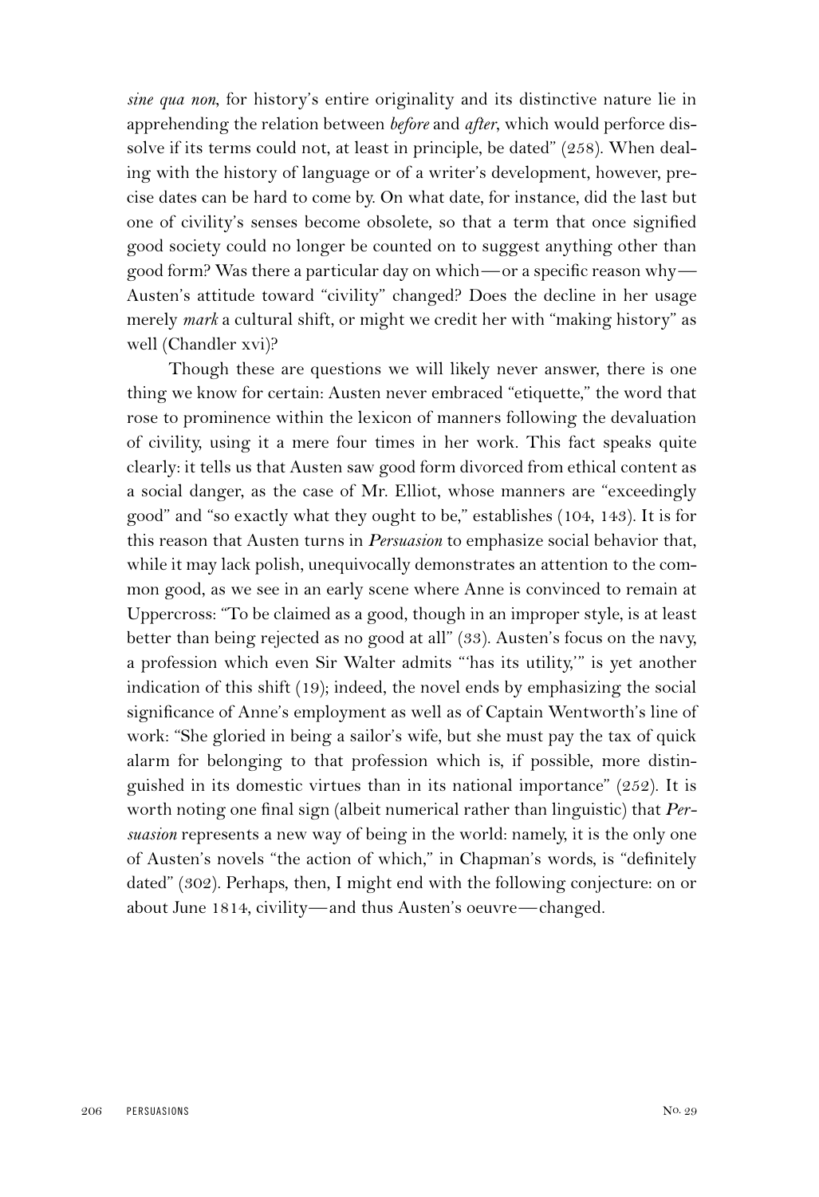*sine qua non*, for history's entire originality and its distinctive nature lie in apprehending the relation between *before* and *after*, which would perforce dissolve if its terms could not, at least in principle, be dated" (258). When dealing with the history of language or of a writer's development, however, precise dates can be hard to come by. On what date, for instance, did the last but one of civility's senses become obsolete, so that a term that once signified good society could no longer be counted on to suggest anything other than good form? Was there a particular day on which—or a specific reason why—Austen's attitude toward "civility" changed? Does the decline in her usage merely *mark* a cultural shift, or might we credit her with "making history" as well (Chandler xvi)?

Though these are questions we will likely never answer, there is one thing we know for certain: Austen never embraced "etiquette," the word that rose to prominence within the lexicon of manners following the devaluation of civility, using it a mere four times in her work. This fact speaks quite clearly: it tells us that Austen saw good form divorced from ethical content as a social danger, as the case of Mr. Elliot, whose manners are "exceedingly good" and "so exactly what they ought to be," establishes (104, 143). It is for this reason that Austen turns in ***Persuasion*** to emphasize social behavior that, while it may lack polish, unequivocally demonstrates an attention to the common good, as we see in an early scene where Anne is convinced to remain at Uppercross: "To be claimed as a good, though in an improper style, is at least better than being rejected as no good at all" (33). Austen's focus on the navy, a profession which even Sir Walter admits "'has its utility,'" is yet another indication of this shift (19); indeed, the novel ends by emphasizing the social significance of Anne's employment as well as of Captain Wentworth's line of work: "She gloried in being a sailor's wife, but she must pay the tax of quick alarm for belonging to that profession which is, if possible, more distinguished in its domestic virtues than in its national importance" (252). It is worth noting one final sign (albeit numerical rather than linguistic) that *Persuasion* represents a new way of being in the world: namely, it is the only one of Austen's novels "the action of which," in Chapman's words, is "definitely dated" (302). Perhaps, then, I might end with the following conjecture: on or about June 1814, civility—and thus Austen's oeuvre—changed.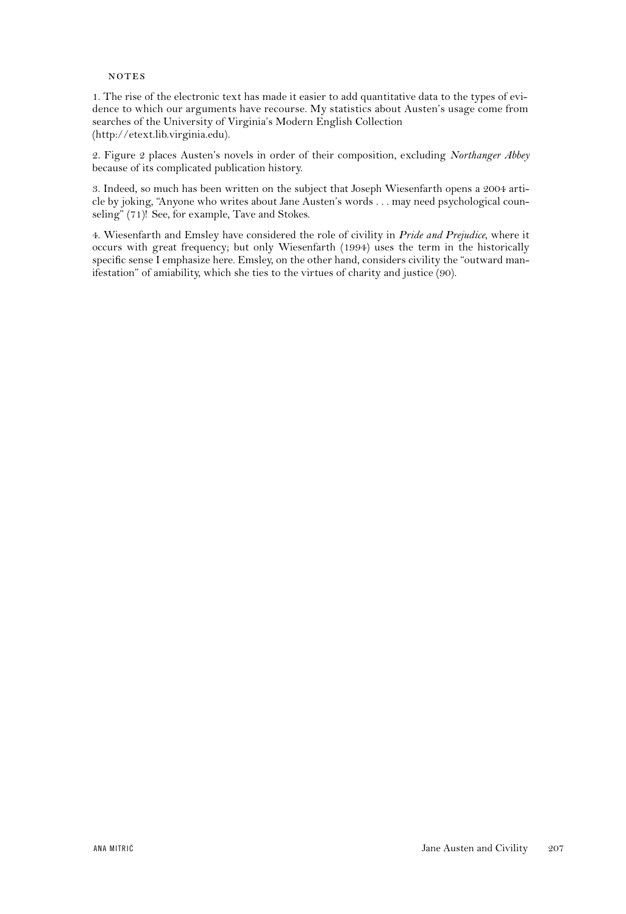## NOTES

1. The rise of the electronic text has made it easier to add quantitative data to the types of evidence to which our arguments have recourse. My statistics about Austen's usage come from searches of the University of Virginia's Modern English Collection (http://etext.lib.virginia.edu).

2. Figure 2 places Austen's novels in order of their composition, excluding *Northanger Abbey* because of its complicated publication history.

3. Indeed, so much has been written on the subject that Joseph Wiesenfarth opens a 2004 article by joking, "Anyone who writes about Jane Austen's words . . . may need psychological counseling" (71)! See, for example, Tave and Stokes.

4. Wiesenfarth and Emsley have considered the role of civility in *Pride and Prejudice*, where it occurs with great frequency; but only Wiesenfarth (1994) uses the term in the historically specific sense I emphasize here. Emsley, on the other hand, considers civility the "outward manifestation" of amiability, which she ties to the virtues of charity and justice (90).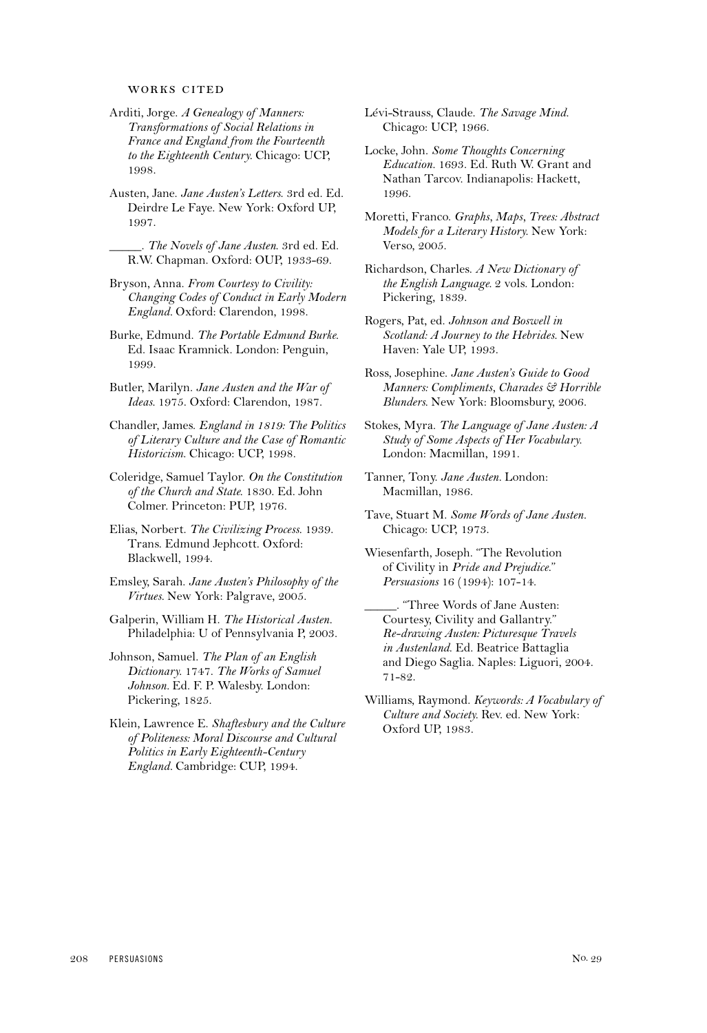## WORKS CITED

Arditi, Jorge. *A Genealogy of Manners: Transformations of Social Relations in France and England from the Fourteenth to the Eighteenth Century.* Chicago: UCP, 1998.

Austen, Jane. *Jane Austen's Letters.* 3rd ed. Ed. Deirdre Le Faye. New York: Oxford UP, 1997.

_____. *The Novels of Jane Austen.* 3rd ed. Ed. R.W. Chapman. Oxford: OUP, 1933-69.

Bryson, Anna. *From Courtesy to Civility: Changing Codes of Conduct in Early Modern England.* Oxford: Clarendon, 1998.

Burke, Edmund. *The Portable Edmund Burke.* Ed. Isaac Kramnick. London: Penguin, 1999.

Butler, Marilyn. *Jane Austen and the War of Ideas.* 1975. Oxford: Clarendon, 1987.

Chandler, James. *England in 1819: The Politics of Literary Culture and the Case of Romantic Historicism.* Chicago: UCP, 1998.

Coleridge, Samuel Taylor. *On the Constitution of the Church and State.* 1830. Ed. John Colmer. Princeton: PUP, 1976.

Elias, Norbert. *The Civilizing Process.* 1939. Trans. Edmund Jephcott. Oxford: Blackwell, 1994.

Emsley, Sarah. *Jane Austen's Philosophy of the Virtues.* New York: Palgrave, 2005.

Galperin, William H. *The Historical Austen.* Philadelphia: U of Pennsylvania P, 2003.

Johnson, Samuel. *The Plan of an English Dictionary.* 1747. *The Works of Samuel Johnson.* Ed. F. P. Walesby. London: Pickering, 1825.

Klein, Lawrence E. *Shaftesbury and the Culture of Politeness: Moral Discourse and Cultural Politics in Early Eighteenth-Century England.* Cambridge: CUP, 1994.

Lévi-Strauss, Claude. *The Savage Mind.* Chicago: UCP, 1966.

Locke, John. *Some Thoughts Concerning Education.* 1693. Ed. Ruth W. Grant and Nathan Tarcov. Indianapolis: Hackett, 1996.

Moretti, Franco. *Graphs, Maps, Trees: Abstract Models for a Literary History.* New York: Verso, 2005.

Richardson, Charles. *A New Dictionary of the English Language.* 2 vols. London: Pickering, 1839.

Rogers, Pat, ed. *Johnson and Boswell in Scotland: A Journey to the Hebrides.* New Haven: Yale UP, 1993.

Ross, Josephine. *Jane Austen's Guide to Good Manners: Compliments, Charades & Horrible Blunders.* New York: Bloomsbury, 2006.

Stokes, Myra. *The Language of Jane Austen: A Study of Some Aspects of Her Vocabulary.* London: Macmillan, 1991.

Tanner, Tony. *Jane Austen.* London: Macmillan, 1986.

Tave, Stuart M. *Some Words of Jane Austen.* Chicago: UCP, 1973.

Wiesenfarth, Joseph. "The Revolution of Civility in *Pride and Prejudice.*" *Persuasions* 16 (1994): 107-14.

_____. "Three Words of Jane Austen: Courtesy, Civility and Gallantry." *Re-drawing Austen: Picturesque Travels in Austenland.* Ed. Beatrice Battaglia and Diego Saglia. Naples: Liguori, 2004. 71-82.

Williams, Raymond. *Keywords: A Vocabulary of Culture and Society.* Rev. ed. New York: Oxford UP, 1983.